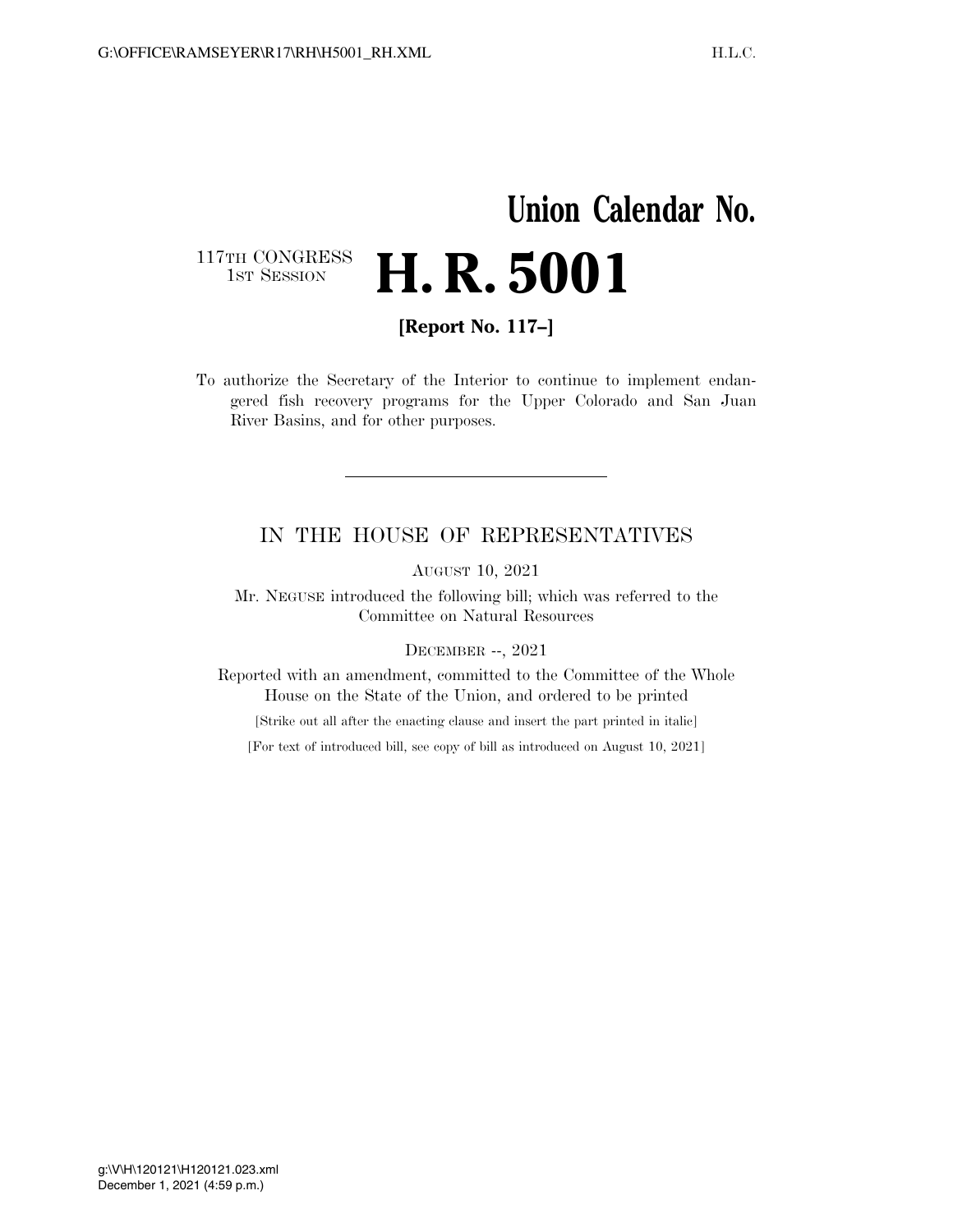# Union Calendar No.

117TH CONGRESS
1ST SESSION

# H. R. 5001

**[Report No. 117–]**

To authorize the Secretary of the Interior to continue to implement endangered fish recovery programs for the Upper Colorado and San Juan River Basins, and for other purposes.

---

IN THE HOUSE OF REPRESENTATIVES

AUGUST 10, 2021

Mr. NEGUSE introduced the following bill; which was referred to the Committee on Natural Resources

DECEMBER --, 2021

Reported with an amendment, committed to the Committee of the Whole House on the State of the Union, and ordered to be printed

[Strike out all after the enacting clause and insert the part printed in italic]

[For text of introduced bill, see copy of bill as introduced on August 10, 2021]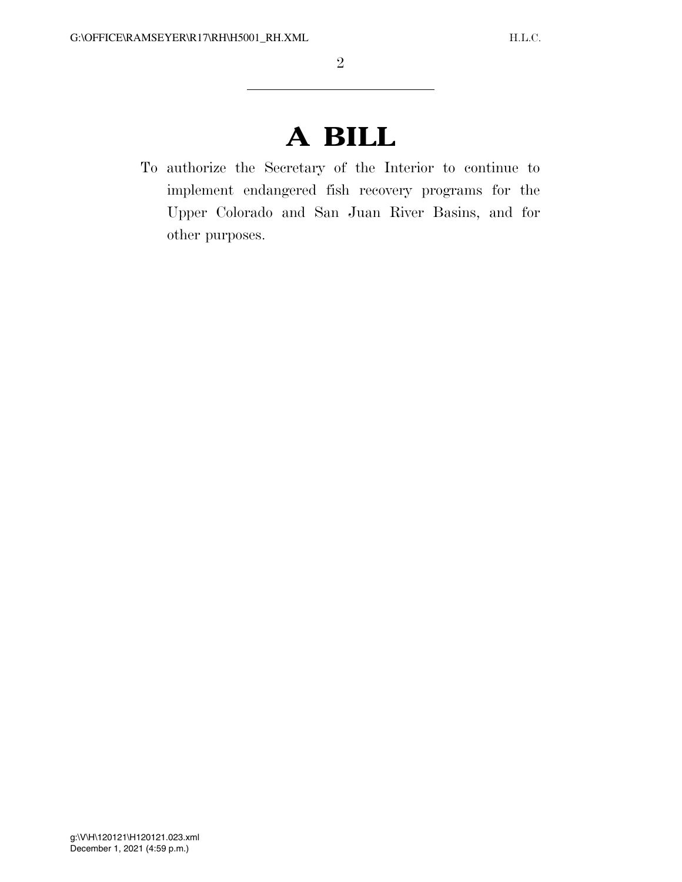# A BILL

To authorize the Secretary of the Interior to continue to implement endangered fish recovery programs for the Upper Colorado and San Juan River Basins, and for other purposes.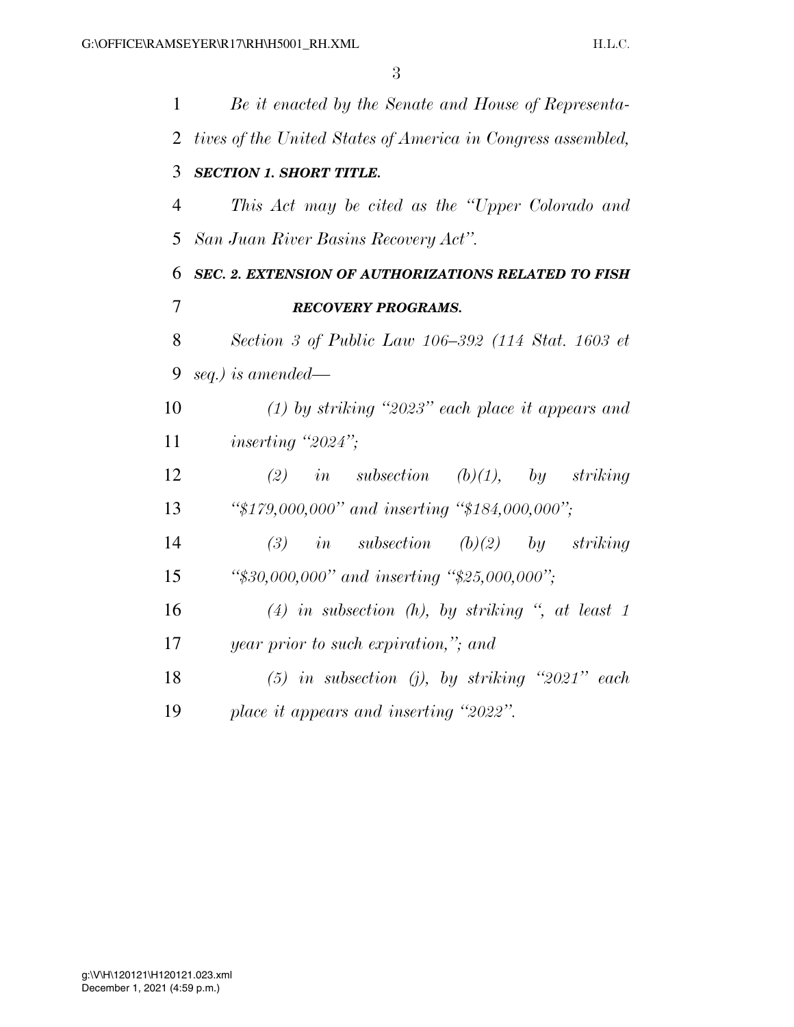*Be it enacted by the Senate and House of Representatives of the United States of America in Congress assembled,*

***SECTION 1. SHORT TITLE.***

*This Act may be cited as the "Upper Colorado and San Juan River Basins Recovery Act".*

***SEC. 2. EXTENSION OF AUTHORIZATIONS RELATED TO FISH RECOVERY PROGRAMS.***

*Section 3 of Public Law 106–392 (114 Stat. 1603 et seq.) is amended—*

*(1) by striking "2023" each place it appears and inserting "2024";*

*(2) in subsection (b)(1), by striking "$179,000,000" and inserting "$184,000,000";*

*(3) in subsection (b)(2) by striking "$30,000,000" and inserting "$25,000,000";*

*(4) in subsection (h), by striking ", at least 1 year prior to such expiration,"; and*

*(5) in subsection (j), by striking "2021" each place it appears and inserting "2022".*